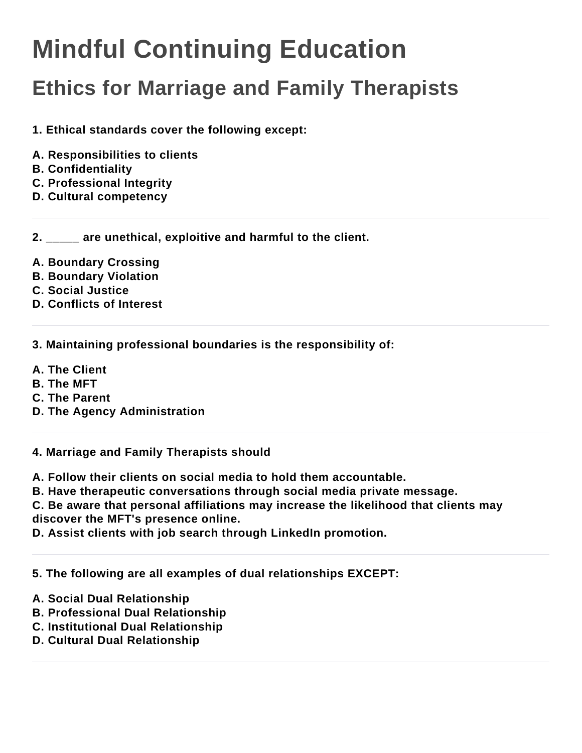# Mindful Continuing Education

## Ethics for Marriage and Family Therapists

**1. Ethical standards cover the following except:**

**A. Responsibilities to clients**
**B. Confidentiality**
**C. Professional Integrity**
**D. Cultural competency**

---

**2. _____ are unethical, exploitive and harmful to the client.**

**A. Boundary Crossing**
**B. Boundary Violation**
**C. Social Justice**
**D. Conflicts of Interest**

---

**3. Maintaining professional boundaries is the responsibility of:**

**A. The Client**
**B. The MFT**
**C. The Parent**
**D. The Agency Administration**

---

**4. Marriage and Family Therapists should**

**A. Follow their clients on social media to hold them accountable.**
**B. Have therapeutic conversations through social media private message.**
**C. Be aware that personal affiliations may increase the likelihood that clients may discover the MFT's presence online.**
**D. Assist clients with job search through LinkedIn promotion.**

---

**5. The following are all examples of dual relationships EXCEPT:**

**A. Social Dual Relationship**
**B. Professional Dual Relationship**
**C. Institutional Dual Relationship**
**D. Cultural Dual Relationship**

---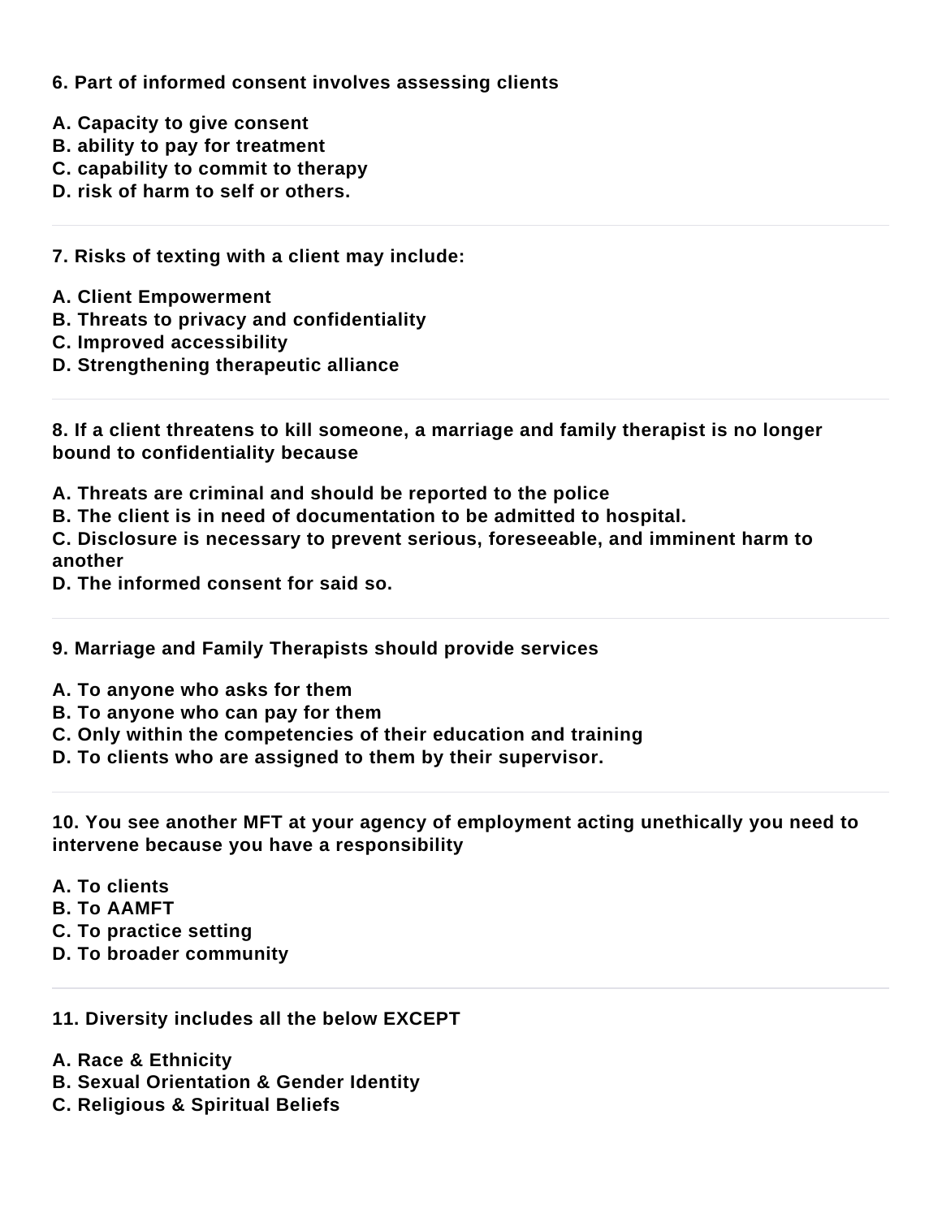**6. Part of informed consent involves assessing clients**

**A. Capacity to give consent**
**B. ability to pay for treatment**
**C. capability to commit to therapy**
**D. risk of harm to self or others.**

---

**7. Risks of texting with a client may include:**

**A. Client Empowerment**
**B. Threats to privacy and confidentiality**
**C. Improved accessibility**
**D. Strengthening therapeutic alliance**

---

**8. If a client threatens to kill someone, a marriage and family therapist is no longer bound to confidentiality because**

**A. Threats are criminal and should be reported to the police**
**B. The client is in need of documentation to be admitted to hospital.**
**C. Disclosure is necessary to prevent serious, foreseeable, and imminent harm to another**
**D. The informed consent for said so.**

---

**9. Marriage and Family Therapists should provide services**

**A. To anyone who asks for them**
**B. To anyone who can pay for them**
**C. Only within the competencies of their education and training**
**D. To clients who are assigned to them by their supervisor.**

---

**10. You see another MFT at your agency of employment acting unethically you need to intervene because you have a responsibility**

**A. To clients**
**B. To AAMFT**
**C. To practice setting**
**D. To broader community**

---

**11. Diversity includes all the below EXCEPT**

**A. Race & Ethnicity**
**B. Sexual Orientation & Gender Identity**
**C. Religious & Spiritual Beliefs**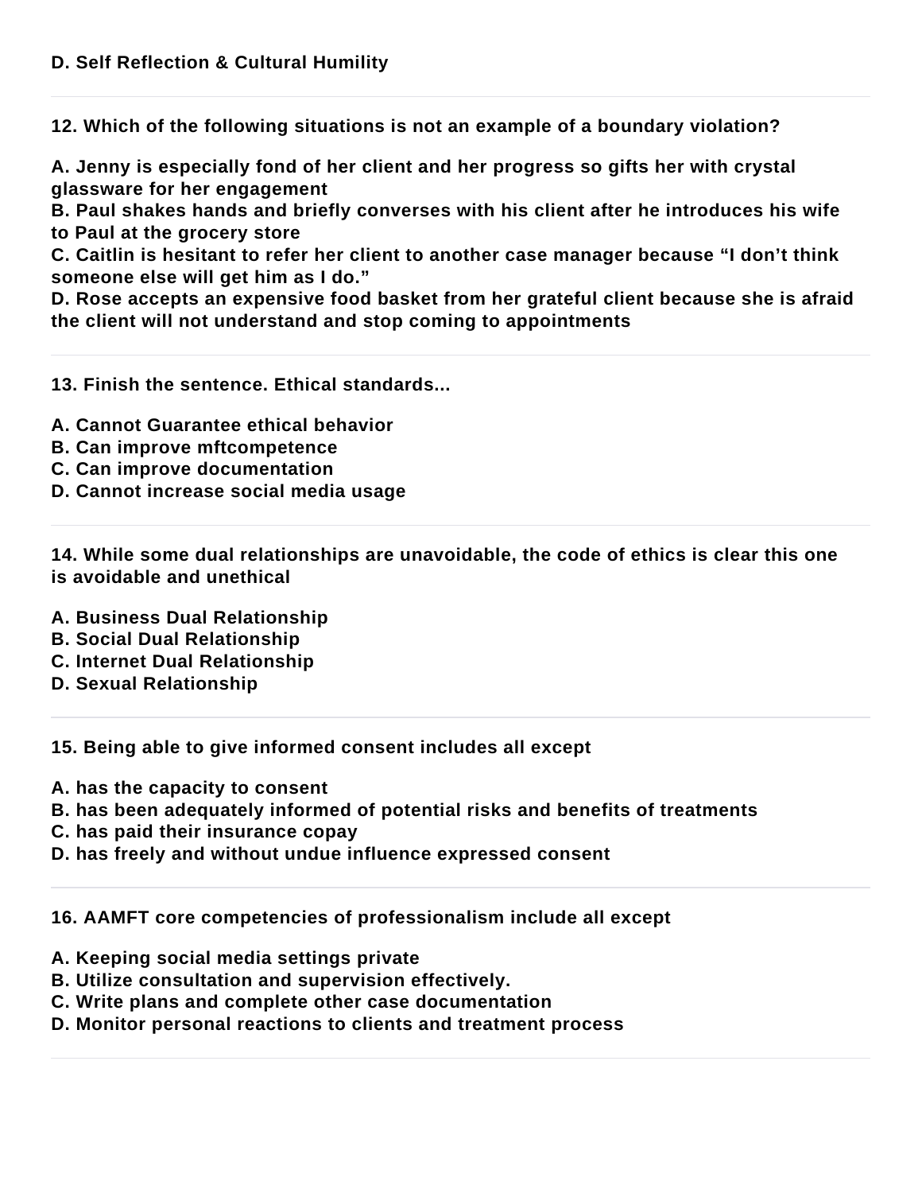**D. Self Reflection & Cultural Humility**

---

**12. Which of the following situations is not an example of a boundary violation?**

**A. Jenny is especially fond of her client and her progress so gifts her with crystal glassware for her engagement**
**B. Paul shakes hands and briefly converses with his client after he introduces his wife to Paul at the grocery store**
**C. Caitlin is hesitant to refer her client to another case manager because "I don't think someone else will get him as I do."**
**D. Rose accepts an expensive food basket from her grateful client because she is afraid the client will not understand and stop coming to appointments**

---

**13. Finish the sentence. Ethical standards...**

**A. Cannot Guarantee ethical behavior**
**B. Can improve mftcompetence**
**C. Can improve documentation**
**D. Cannot increase social media usage**

---

**14. While some dual relationships are unavoidable, the code of ethics is clear this one is avoidable and unethical**

**A. Business Dual Relationship**
**B. Social Dual Relationship**
**C. Internet Dual Relationship**
**D. Sexual Relationship**

---

**15. Being able to give informed consent includes all except**

**A. has the capacity to consent**
**B. has been adequately informed of potential risks and benefits of treatments**
**C. has paid their insurance copay**
**D. has freely and without undue influence expressed consent**

---

**16. AAMFT core competencies of professionalism include all except**

**A. Keeping social media settings private**
**B. Utilize consultation and supervision effectively.**
**C. Write plans and complete other case documentation**
**D. Monitor personal reactions to clients and treatment process**

---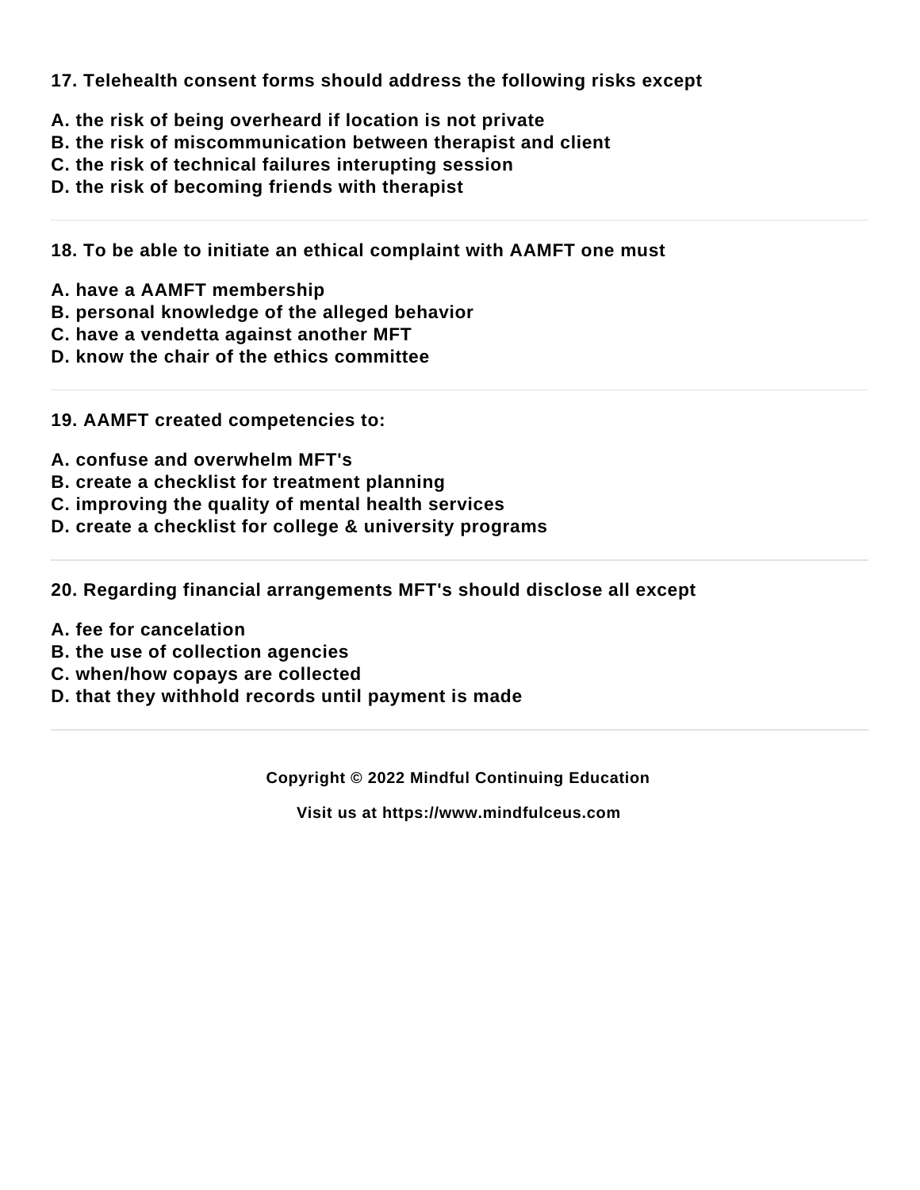**17. Telehealth consent forms should address the following risks except**

**A. the risk of being overheard if location is not private**
**B. the risk of miscommunication between therapist and client**
**C. the risk of technical failures interupting session**
**D. the risk of becoming friends with therapist**

---

**18. To be able to initiate an ethical complaint with AAMFT one must**

**A. have a AAMFT membership**
**B. personal knowledge of the alleged behavior**
**C. have a vendetta against another MFT**
**D. know the chair of the ethics committee**

---

**19. AAMFT created competencies to:**

**A. confuse and overwhelm MFT's**
**B. create a checklist for treatment planning**
**C. improving the quality of mental health services**
**D. create a checklist for college & university programs**

---

**20. Regarding financial arrangements MFT's should disclose all except**

**A. fee for cancelation**
**B. the use of collection agencies**
**C. when/how copays are collected**
**D. that they withhold records until payment is made**

---

**Copyright © 2022 Mindful Continuing Education**

**Visit us at https://www.mindfulceus.com**